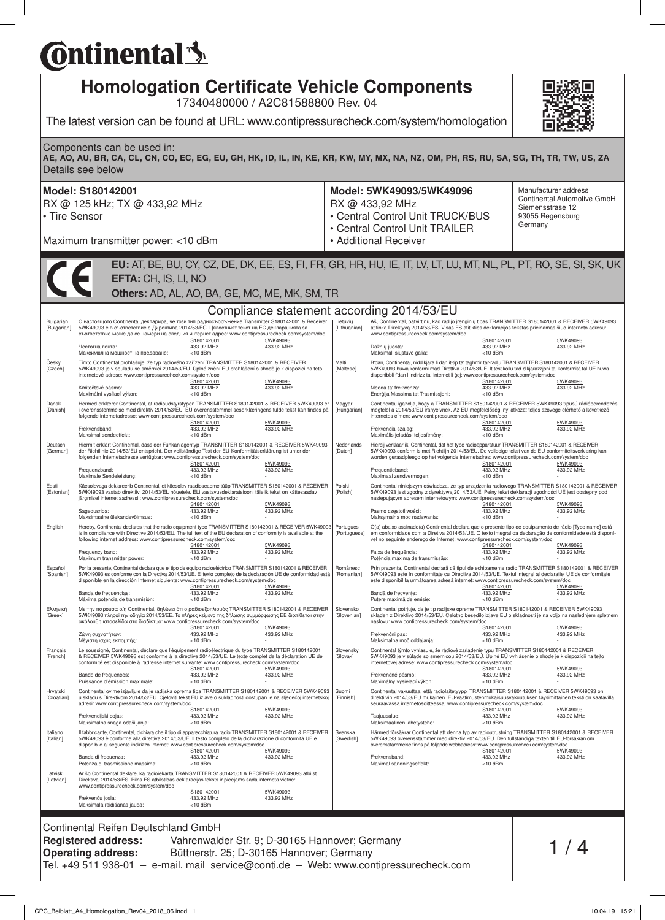# Continental

## Homologation Certificate Vehicle Components

17340480000 / A2C81588800 Rev. 04

The latest version can be found at URL: www.contipressurecheck.com/system/homologation

Components can be used in:

**AE, AO, AU, BR, CA, CL, CN, CO, EC, EG, EU, GH, HK, ID, IL, IN, KE, KR, KW, MY, MX, NA, NZ, OM, PH, RS, RU, SA, SG, TH, TR, TW, US, ZA**

Details see below

**Model: S180142001**
RX @ 125 kHz; TX @ 433,92 MHz
• Tire Sensor

Maximum transmitter power: <10 dBm

**Model: 5WK49093/5WK49096**
RX @ 433,92 MHz
• Central Control Unit TRUCK/BUS
• Central Control Unit TRAILER
• Additional Receiver

Manufacturer address
Continental Automotive GmbH
Siemensstrase 12
93055 Regensburg
Germany

CE

**EU:** AT, BE, BU, CY, CZ, DE, DK, EE, ES, FI, FR, GR, HR, HU, IE, IT, LV, LT, LU, MT, NL, PL, PT, RO, SE, SI, SK, UK
**EFTA:** CH, IS, LI, NO
**Others:** AD, AL, AO, BA, GE, MC, ME, MK, SM, TR

### Compliance statement according 2014/53/EU

**Bulgarian [Bulgarian]**
С настоящото Continental декларира, че този тип радиосъоръжение Transmitter S180142001 & Receiver 5WK49093 е в съответствие с Директива 2014/53/ЕС. Цялостният текст на ЕС декларацията за съответствие може да се намери на следния интернет адрес: www.contipressurecheck.com/system/doc

| | S180142001 | 5WK49093 |
|---|---|---|
| Честотна лента: | 433.92 MHz | 433.92 MHz |
| Максимална мощност на предаване: | <10 dBm | - |

**Česky [Czech]**
Tímto Continental prohlašuje, že typ rádiového zařízení TRANSMITTER S180142001 & RECEIVER 5WK49093 je v souladu se směrnicí 2014/53/EU. Úplné znění EU prohlášení o shodě je k dispozici na této internetové adrese: www.contipressurecheck.com/system/doc

| | S180142001 | 5WK49093 |
|---|---|---|
| Kmitočtové pásmo: | 433.92 MHz | 433.92 MHz |
| Maximální vysílací výkon: | <10 dBm | - |

**Dansk [Danish]**
Hermed erklærer Continental, at radioudstyrstypen TRANSMITTER S180142001 & RECEIVER 5WK49093 er i overensstemmelse med direktiv 2014/53/EU. EU-overensstemmel-seserklæringens fulde tekst kan findes på følgende internetadresse: www.contipressurecheck.com/system/doc

| | S180142001 | 5WK49093 |
|---|---|---|
| Frekvensbånd: | 433.92 MHz | 433.92 MHz |
| Maksimal sendeeffekt: | <10 dBm | - |

**Deutsch [German]**
Hiermit erklärt Continental, dass der Funkanlagentyp TRANSMITTER S180142001 & RECEIVER 5WK49093 der Richtlinie 2014/53/EU entspricht. Der vollständige Text der EU-Konformitätserklärung ist unter der folgenden Internetadresse verfügbar: www.contipressurecheck.com/system/doc

| | S180142001 | 5WK49093 |
|---|---|---|
| Frequenzband: | 433.92 MHz | 433.92 MHz |
| Maximale Sendeleistung: | <10 dBm | - |

**Eesti [Estonian]**
Käesolevaga deklareerib Continental, et käesolev raadioseadme tüüp TRANSMITTER S180142001 & RECEIVER 5WK49093 vastab direktiivi 2014/53/EL nõuetele. ELi vastavusdeklaratsiooni täielik tekst on kättesaadav järgmisel internetiaadressil: www.contipressurecheck.com/system/doc

| | S180142001 | 5WK49093 |
|---|---|---|
| Sagedusriba: | 433.92 MHz | 433.92 MHz |
| Maksimaalne ülekandevõimsus: | <10 dBm | - |

**English**
Hereby, Continental declares that the radio equipment type TRANSMITTER S180142001 & RECEIVER 5WK49093 is in compliance with Directive 2014/53/EU. The full text of the EU declaration of conformity is available at the following internet address: www.contipressurecheck.com/system/doc

| | S180142001 | 5WK49093 |
|---|---|---|
| Frequency band: | 433.92 MHz | 433.92 MHz |
| Maximum transmitter power: | <10 dBm | - |

**Español [Spanish]**
Por la presente, Continental declara que el tipo de equipo radioeléctrico TRANSMITTER S180142001 & RECEIVER 5WK49093 es conforme con la Directiva 2014/53/UE. El texto completo de la declaración UE de conformidad está disponible en la dirección Internet siguiente: www.contipressurecheck.com/system/doc

| | S180142001 | 5WK49093 |
|---|---|---|
| Banda de frecuencias: | 433.92 MHz | 433.92 MHz |
| Máxima potencia de transmisión: | <10 dBm | - |

**Ελληνική [Greek]**
Με την παρούσα ο/η Continental, δηλώνει ότι ο ραδιοεξοπλισμός TRANSMITTER S180142001 & RECEIVER 5WK49093 πληροί την οδηγία 2014/53/ΕΕ. Το πλήρες κείμενο της δήλωσης συμμόρφωσης ΕΕ διατίθεται στην ακόλουθη ιστοσελίδα στο διαδίκτυο: www.contipressurecheck.com/system/doc

| | S180142001 | 5WK49093 |
|---|---|---|
| Ζώνη συχνοτήτων: | 433.92 MHz | 433.92 MHz |
| Μέγιστη ισχύς εκπομπής: | <10 dBm | - |

**Français [French]**
Le soussigné, Continental, déclare que l'équipement radioélectrique du type TRANSMITTER S180142001 & RECEIVER 5WK49093 est conforme à la directive 2014/53/UE. Le texte complet de la déclaration UE de conformité est disponible à l'adresse internet suivante: www.contipressurecheck.com/system/doc

| | S180142001 | 5WK49093 |
|---|---|---|
| Bande de fréquences: | 433.92 MHz | 433.92 MHz |
| Puissance d'émission maximale: | <10 dBm | - |

**Hrvatski [Croatian]**
Continental ovime izjavljuje da je radijska oprema tipa TRANSMITTER S180142001 & RECEIVER 5WK49093 u skladu s Direktivom 2014/53/EU. Cjeloviti tekst EU izjave o sukladnosti dostupan je na sljedećoj internetskoj adresi: www.contipressurecheck.com/system/doc

| | S180142001 | 5WK49093 |
|---|---|---|
| Frekvencijski pojas: | 433.92 MHz | 433.92 MHz |
| Maksimalna snaga odašiljanja: | <10 dBm | - |

**Italiano [Italian]**
Il fabbricante, Continental, dichiara che il tipo di apparecchiatura radio TRANSMITTER S180142001 & RECEIVER 5WK49093 è conforme alla direttiva 2014/53/UE. Il testo completo della dichiarazione di conformità UE è disponibile al seguente indirizzo Internet: www.contipressurecheck.com/system/doc

| | S180142001 | 5WK49093 |
|---|---|---|
| Banda di frequenza: | 433.92 MHz | 433.92 MHz |
| Potenza di trasmissione massima: | <10 dBm | - |

**Latviski [Latvian]**
Ar šo Continental deklarē, ka radioiekārta TRANSMITTER S180142001 & RECEIVER 5WK49093 atbilst Direktīvai 2014/53/ES. Pilns ES atbilstības deklarācijas teksts ir pieejams šādā interneta vietnē: www.contipressurecheck.com/system/doc

| | S180142001 | 5WK49093 |
|---|---|---|
| Frekvenču josla: | 433.92 MHz | 433.92 MHz |
| Maksimālā raidīšanas jauda: | <10 dBm | - |

**Lietuvių [Lithuanian]**
Aš, Continental, patvirtinu, kad radijo įrenginių tipas TRANSMITTER S180142001 & RECEIVER 5WK49093 atitinka Direktyvą 2014/53/ES. Visas ES atitikties deklaracijos tekstas prieinamas šiuo interneto adresu: www.contipressurecheck.com/system/doc

| | S180142001 | 5WK49093 |
|---|---|---|
| Dažnių juosta: | 433.92 MHz | 433.92 MHz |
| Maksimali siųstuvo galia: | <10 dBm | - |

**Malti [Maltese]**
B'dan, Continental, niddikjara li dan it-tip ta' tagħmir tar-radju TRANSMITTER S180142001 & RECEIVER 5WK49093 huwa konformi mad-Direttiva 2014/53/UE. It-test kollu tad-dikjarazzjoni ta' konformità tal-UE huwa disponibbli f'dan l-indirizz tal-Internet li ġej: www.contipressurecheck.com/system/doc

| | S180142001 | 5WK49093 |
|---|---|---|
| Medda ta' frekwenza: | 433.92 MHz | 433.92 MHz |
| Enerġija Massima tat-Trasmissjoni: | <10 dBm | - |

**Magyar [Hungarian]**
Continental igazolja, hogy a TRANSMITTER S180142001 & RECEIVER 5WK49093 típusú rádióberendezés megfelel a 2014/53/EU irányelvnek. Az EU-megfelelőségi nyilatkozat teljes szövege elérhető a következő internetes címen: www.contipressurecheck.com/system/doc

| | S180142001 | 5WK49093 |
|---|---|---|
| Frekvencia-szalag: | 433.92 MHz | 433.92 MHz |
| Maximális jeladási teljesítmény: | <10 dBm | - |

**Nederlands [Dutch]**
Hierbij verklaar ik, Continental, dat het type radioapparatuur TRANSMITTER S180142001 & RECEIVER 5WK49093 conform is met Richtlijn 2014/53/EU. De volledige tekst van de EU-conformiteitsverklaring kan worden geraadpleegd op het volgende internetadres: www.contipressurecheck.com/system/doc

| | S180142001 | 5WK49093 |
|---|---|---|
| Frequentieband: | 433.92 MHz | 433.92 MHz |
| Maximaal zendvermogen: | <10 dBm | - |

**Polski [Polish]**
Continental niniejszym oświadcza, że typ urządzenia radiowego TRANSMITTER S180142001 & RECEIVER 5WK49093 jest zgodny z dyrektywą 2014/53/UE. Pełny tekst deklaracji zgodności UE jest dostępny pod następującym adresem internetowym: www.contipressurecheck.com/system/doc

| | S180142001 | 5WK49093 |
|---|---|---|
| Pasmo częstotliwości: | 433.92 MHz | 433.92 MHz |
| Maksymalna moc nadawania: | <10 dBm | - |

**Portugues [Portuguese]**
O(a) abaixo assinado(a) Continental declara que o presente tipo de equipamento de rádio [Type name] está em conformidade com a Diretiva 2014/53/UE. O texto integral da declaração de conformidade está disponível no seguinte endereço de Internet: www.contipressurecheck.com/system/doc

| | S180142001 | 5WK49093 |
|---|---|---|
| Faixa de frequência: | 433.92 MHz | 433.92 MHz |
| Potência máxima de transmissão: | <10 dBm | - |

**Românesc [Romanian]**
Prin prezenta, Continental declară că tipul de echipamente radio TRANSMITTER S180142001 & RECEIVER 5WK49093 este în conformitate cu Directiva 2014/53/UE. Textul integral al declarației UE de conformitate este disponibil la următoarea adresă internet: www.contipressurecheck.com/system/doc

| | S180142001 | 5WK49093 |
|---|---|---|
| Bandă de frecvențe: | 433.92 MHz | 433.92 MHz |
| Putere maximă de emisie: | <10 dBm | - |

**Slovensko [Slovenian]**
Continental potrjuje, da je tip radijske opreme TRANSMITTER S180142001 & RECEIVER 5WK49093 skladen z Direktivo 2014/53/EU. Celotno besedilo izjave EU o skladnosti je na voljo na naslednjem spletnem naslovu: www.contipressurecheck.com/system/doc

| | S180142001 | 5WK49093 |
|---|---|---|
| Frekvenčni pas: | 433.92 MHz | 433.92 MHz |
| Maksimalna moč oddajanja: | <10 dBm | - |

**Slovensky [Slovak]**
Continental týmto vyhlasuje, že rádiové zariadenie typu TRANSMITTER S180142001 & RECEIVER 5WK49093 je v súlade so smernicou 2014/53/EÚ. Úplné EÚ vyhlásenie o zhode je k dispozícii na tejto internetovej adrese: www.contipressurecheck.com/system/doc

| | S180142001 | 5WK49093 |
|---|---|---|
| Frekvenčné pásmo: | 433.92 MHz | 433.92 MHz |
| Maximálny vysielací výkon: | <10 dBm | - |

**Suomi [Finnish]**
Continental vakuuttaa, että radiolaitetyyppi TRANSMITTER S180142001 & RECEIVER 5WK49093 on direktiivin 2014/53/EU mukainen. EU-vaatimustenmukaisuusvakuutuksen täysimittainen teksti on saatavilla seuraavassa internetosoitteessa: www.contipressurecheck.com/system/doc

| | S180142001 | 5WK49093 |
|---|---|---|
| Taajuusalue: | 433.92 MHz | 433.92 MHz |
| Maksimaalinen lähetysteho: | <10 dBm | - |

**Svenska [Swedish]**
Härmed försäkrar Continental att denna typ av radioutrustning TRANSMITTER S180142001 & RECEIVER 5WK49093 överensstämmer med direktiv 2014/53/EU. Den fullständiga texten till EU-försäkran om överensstämmelse finns på följande webbadress: www.contipressurecheck.com/system/doc

| | S180142001 | 5WK49093 |
|---|---|---|
| Frekvensband: | 433.92 MHz | 433.92 MHz |
| Maximal sändningseffekt: | <10 dBm | - |

Continental Reifen Deutschland GmbH
**Registered address:** Vahrenwalder Str. 9; D-30165 Hannover; Germany
**Operating address:** Büttnerstr. 25; D-30165 Hannover; Germany
Tel. +49 511 938-01 – e-mail. mail_service@conti.de – Web: www.contipressurecheck.com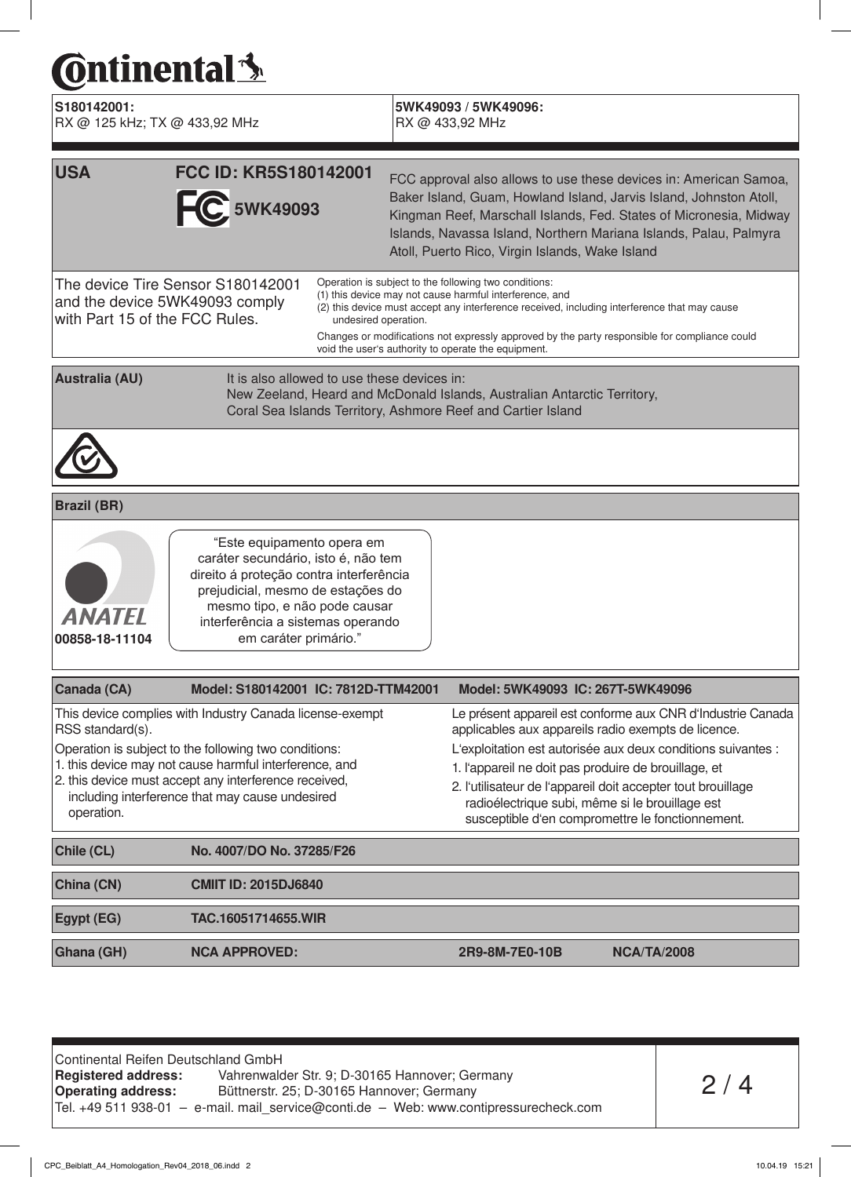# Continental

| **S180142001:** RX @ 125 kHz; TX @ 433,92 MHz | **5WK49093 / 5WK49096:** RX @ 433,92 MHz |
|---|---|

## USA

**FCC ID: KR5S180142001**

**FC 5WK49093**

FCC approval also allows to use these devices in: American Samoa, Baker Island, Guam, Howland Island, Jarvis Island, Johnston Atoll, Kingman Reef, Marschall Islands, Fed. States of Micronesia, Midway Islands, Navassa Island, Northern Mariana Islands, Palau, Palmyra Atoll, Puerto Rico, Virgin Islands, Wake Island

The device Tire Sensor S180142001 and the device 5WK49093 comply with Part 15 of the FCC Rules.

Operation is subject to the following two conditions:
(1) this device may not cause harmful interference, and
(2) this device must accept any interference received, including interference that may cause undesired operation.

Changes or modifications not expressly approved by the party responsible for compliance could void the user's authority to operate the equipment.

## Australia (AU)

It is also allowed to use these devices in:
New Zeeland, Heard and McDonald Islands, Australian Antarctic Territory, Coral Sea Islands Territory, Ashmore Reef and Cartier Island

## Brazil (BR)

ANATEL
00858-18-11104

"Este equipamento opera em caráter secundário, isto é, não tem direito á proteção contra interferência prejudicial, mesmo de estações do mesmo tipo, e não pode causar interferência a sistemas operando em caráter primário."

## Canada (CA)

**Model: S180142001 IC: 7812D-TTM42001** **Model: 5WK49093 IC: 267T-5WK49096**

This device complies with Industry Canada license-exempt RSS standard(s).

Operation is subject to the following two conditions:
1. this device may not cause harmful interference, and
2. this device must accept any interference received, including interference that may cause undesired operation.

Le présent appareil est conforme aux CNR d'Industrie Canada applicables aux appareils radio exempts de licence.

L'exploitation est autorisée aux deux conditions suivantes :
1. l'appareil ne doit pas produire de brouillage, et
2. l'utilisateur de l'appareil doit accepter tout brouillage radioélectrique subi, même si le brouillage est susceptible d'en compromettre le fonctionnement.

| | | | |
|---|---|---|---|
| **Chile (CL)** | **No. 4007/DO No. 37285/F26** | | |
| **China (CN)** | **CMIIT ID: 2015DJ6840** | | |
| **Egypt (EG)** | **TAC.16051714655.WIR** | | |
| **Ghana (GH)** | **NCA APPROVED:** | **2R9-8M-7E0-10B** | **NCA/TA/2008** |

Continental Reifen Deutschland GmbH
**Registered address:** Vahrenwalder Str. 9; D-30165 Hannover; Germany
**Operating address:** Büttnerstr. 25; D-30165 Hannover; Germany
Tel. +49 511 938-01 – e-mail. mail_service@conti.de – Web: www.contipressurecheck.com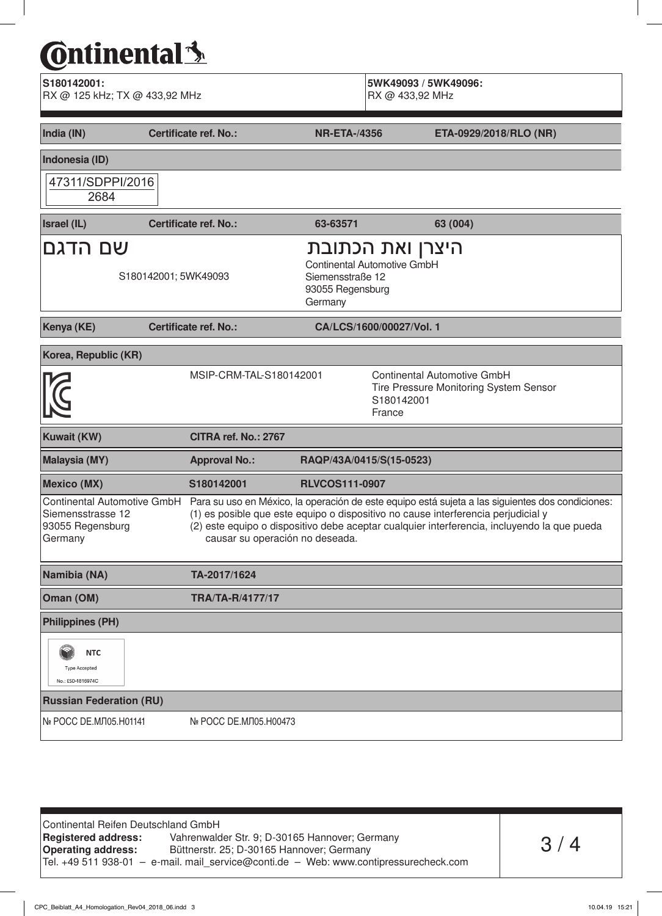**S180142001:**
RX @ 125 kHz; TX @ 433,92 MHz

**5WK49093 / 5WK49096:**
RX @ 433,92 MHz

| **India (IN)** | **Certificate ref. No.:** | **NR-ETA-/4356** | **ETA-0929/2018/RLO (NR)** |
|---|---|---|---|

**Indonesia (ID)**

47311/SDPPI/2016
2684

| **Israel (IL)** | **Certificate ref. No.:** | **63-63571** | **63 (004)** |
|---|---|---|---|

שם הדגם

S180142001; 5WK49093

היצרן ואת הכתובת

Continental Automotive GmbH
Siemensstraße 12
93055 Regensburg
Germany

| **Kenya (KE)** | **Certificate ref. No.:** | **CA/LCS/1600/00027/Vol. 1** |
|---|---|---|

**Korea, Republic (KR)**

MSIP-CRM-TAL-S180142001

Continental Automotive GmbH
Tire Pressure Monitoring System Sensor
S180142001
France

| **Kuwait (KW)** | **CITRA ref. No.: 2767** |
|---|---|

| **Malaysia (MY)** | **Approval No.:** | **RAQP/43A/0415/S(15-0523)** |
|---|---|---|

| **Mexico (MX)** | **S180142001** | **RLVCOS111-0907** |
|---|---|---|

Continental Automotive GmbH
Siemensstrasse 12
93055 Regensburg
Germany

Para su uso en México, la operación de este equipo está sujeta a las siguientes dos condiciones:
(1) es posible que este equipo o dispositivo no cause interferencia perjudicial y
(2) este equipo o dispositivo debe aceptar cualquier interferencia, incluyendo la que pueda causar su operación no deseada.

| **Namibia (NA)** | **TA-2017/1624** |
|---|---|

| **Oman (OM)** | **TRA/TA-R/4177/17** |
|---|---|

**Philippines (PH)**

NTC
Type Accepted
No.: ESD-1816974C

**Russian Federation (RU)**

№ РОСС DE.МЛ05.Н01141 | № РОСС DE.МЛ05.Н00473

Continental Reifen Deutschland GmbH
**Registered address:** Vahrenwalder Str. 9; D-30165 Hannover; Germany
**Operating address:** Büttnerstr. 25; D-30165 Hannover; Germany
Tel. +49 511 938-01 – e-mail. mail_service@conti.de – Web: www.contipressurecheck.com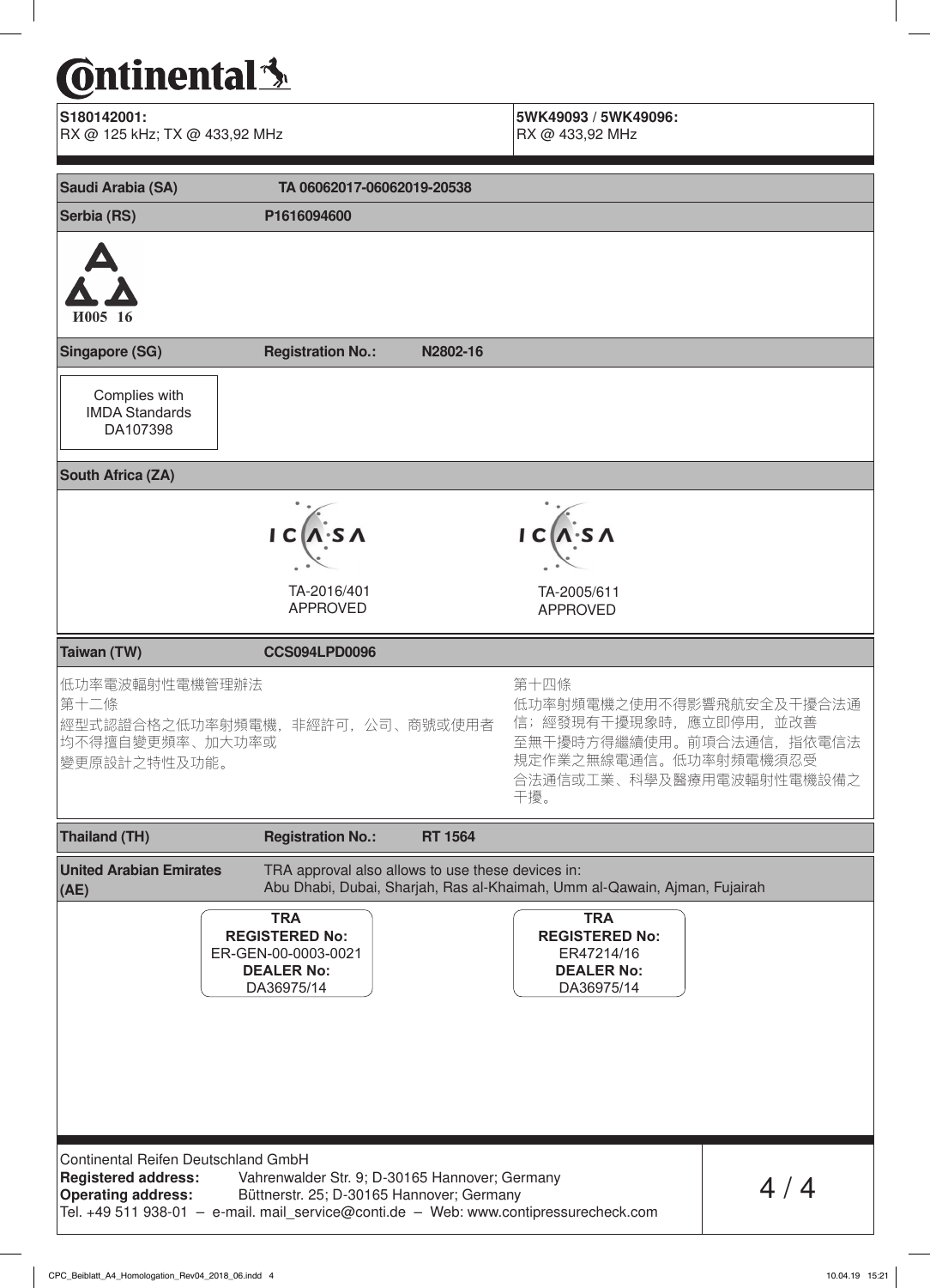**S180142001:**
RX @ 125 kHz; TX @ 433,92 MHz

**5WK49093 / 5WK49096:**
RX @ 433,92 MHz

| | |
|---|---|
| **Saudi Arabia (SA)** | **TA 06062017-06062019-20538** |
| **Serbia (RS)** | **P1616094600** |

И005 16

| | | |
|---|---|---|
| **Singapore (SG)** | **Registration No.:** | **N2802-16** |

Complies with
IMDA Standards
DA107398

**South Africa (ZA)**

ICASA
TA-2016/401
APPROVED

ICASA
TA-2005/611
APPROVED

| | |
|---|---|
| **Taiwan (TW)** | **CCS094LPD0096** |

低功率電波輻射性電機管理辦法
第十二條
經型式認證合格之低功率射頻電機，非經許可，公司、商號或使用者均不得擅自變更頻率、加大功率或變更原設計之特性及功能。

第十四條
低功率射頻電機之使用不得影響飛航安全及干擾合法通信；經發現有干擾現象時，應立即停用，並改善至無干擾時方得繼續使用。前項合法通信，指依電信法規定作業之無線電通信。低功率射頻電機須忍受合法通信或工業、科學及醫療用電波輻射性電機設備之干擾。

| | | |
|---|---|---|
| **Thailand (TH)** | **Registration No.:** | **RT 1564** |

**United Arabian Emirates (AE)**
TRA approval also allows to use these devices in:
Abu Dhabi, Dubai, Sharjah, Ras al-Khaimah, Umm al-Qawain, Ajman, Fujairah

**TRA**
**REGISTERED No:**
ER-GEN-00-0003-0021
**DEALER No:**
DA36975/14

**TRA**
**REGISTERED No:**
ER47214/16
**DEALER No:**
DA36975/14

Continental Reifen Deutschland GmbH
**Registered address:** Vahrenwalder Str. 9; D-30165 Hannover; Germany
**Operating address:** Büttnerstr. 25; D-30165 Hannover; Germany
Tel. +49 511 938-01 – e-mail. mail_service@conti.de – Web: www.contipressurecheck.com